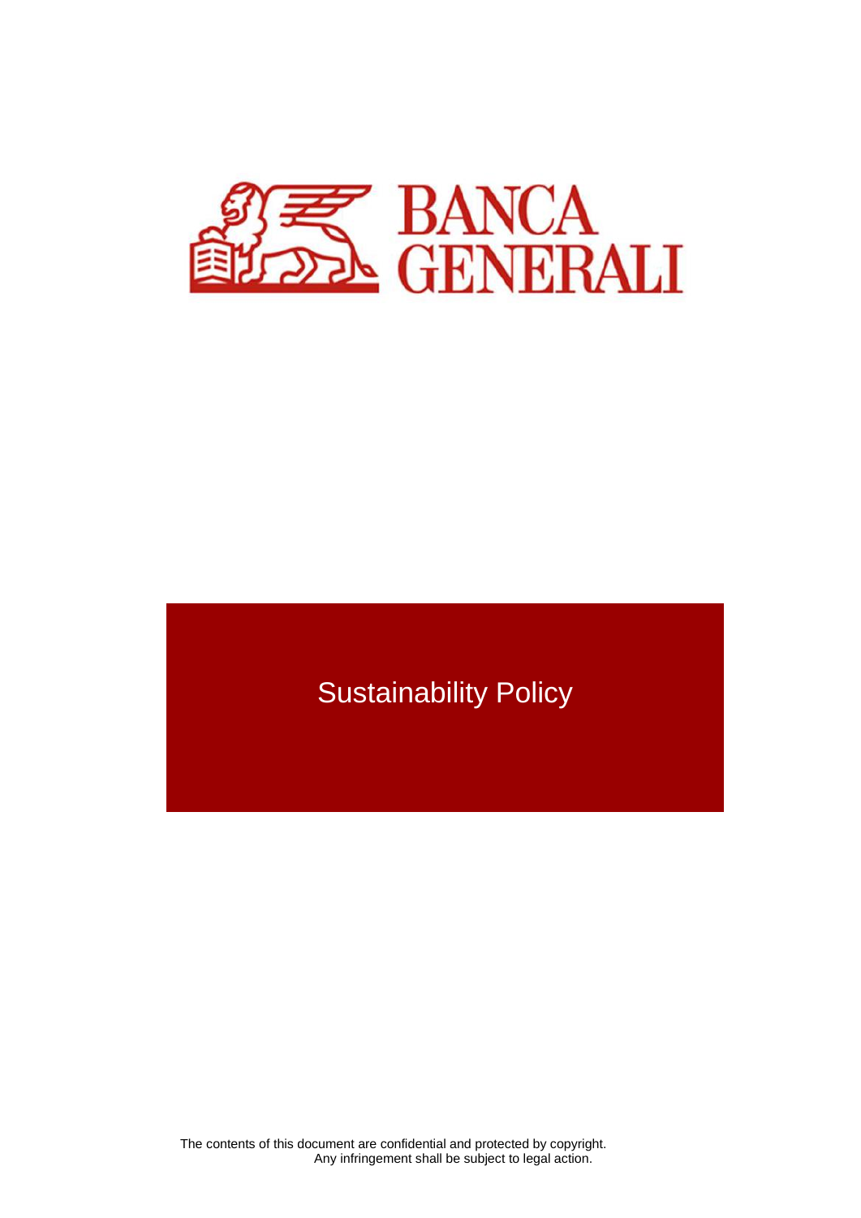BANCA GENERALI

# Sustainability Policy

The contents of this document are confidential and protected by copyright.
Any infringement shall be subject to legal action.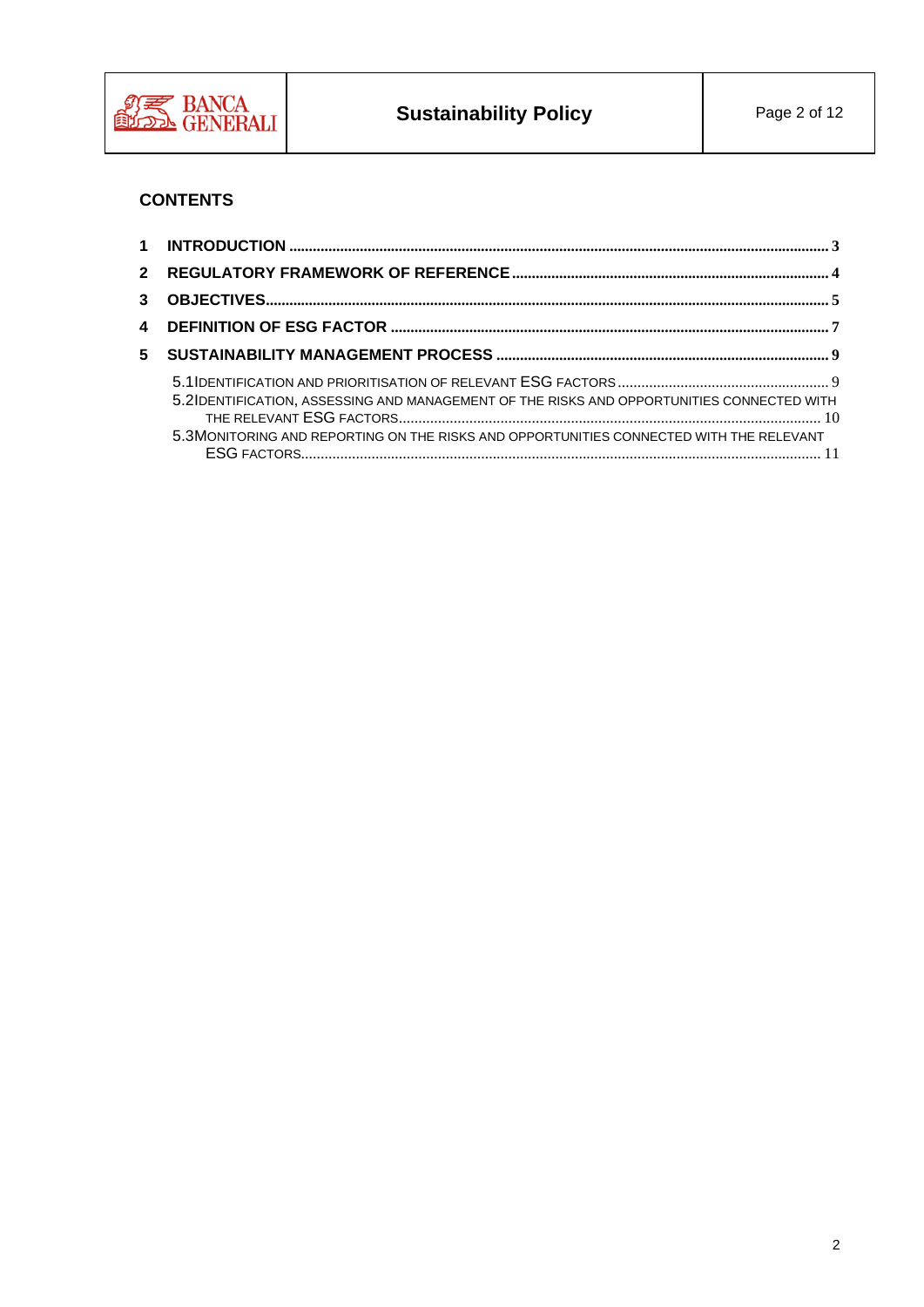## CONTENTS

1 INTRODUCTION ..... 3

2 REGULATORY FRAMEWORK OF REFERENCE ..... 4

3 OBJECTIVES ..... 5

4 DEFINITION OF ESG FACTOR ..... 7

5 SUSTAINABILITY MANAGEMENT PROCESS ..... 9

- 5.1 IDENTIFICATION AND PRIORITISATION OF RELEVANT ESG FACTORS ..... 9
- 5.2 IDENTIFICATION, ASSESSING AND MANAGEMENT OF THE RISKS AND OPPORTUNITIES CONNECTED WITH THE RELEVANT ESG FACTORS ..... 10
- 5.3 MONITORING AND REPORTING ON THE RISKS AND OPPORTUNITIES CONNECTED WITH THE RELEVANT ESG FACTORS ..... 11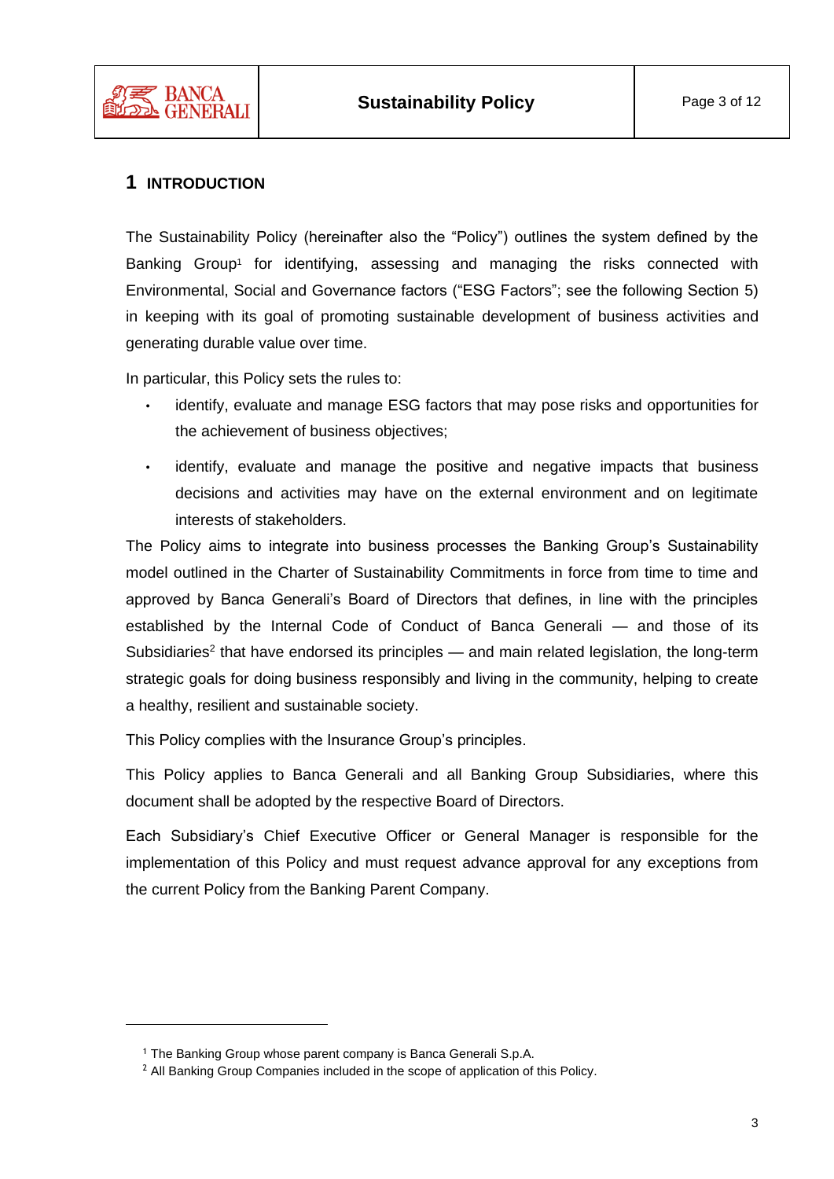# 1 INTRODUCTION

The Sustainability Policy (hereinafter also the "Policy") outlines the system defined by the Banking Group[1] for identifying, assessing and managing the risks connected with Environmental, Social and Governance factors ("ESG Factors"; see the following Section 5) in keeping with its goal of promoting sustainable development of business activities and generating durable value over time.

In particular, this Policy sets the rules to:

- identify, evaluate and manage ESG factors that may pose risks and opportunities for the achievement of business objectives;
- identify, evaluate and manage the positive and negative impacts that business decisions and activities may have on the external environment and on legitimate interests of stakeholders.

The Policy aims to integrate into business processes the Banking Group's Sustainability model outlined in the Charter of Sustainability Commitments in force from time to time and approved by Banca Generali's Board of Directors that defines, in line with the principles established by the Internal Code of Conduct of Banca Generali — and those of its Subsidiaries[2] that have endorsed its principles — and main related legislation, the long-term strategic goals for doing business responsibly and living in the community, helping to create a healthy, resilient and sustainable society.

This Policy complies with the Insurance Group's principles.

This Policy applies to Banca Generali and all Banking Group Subsidiaries, where this document shall be adopted by the respective Board of Directors.

Each Subsidiary's Chief Executive Officer or General Manager is responsible for the implementation of this Policy and must request advance approval for any exceptions from the current Policy from the Banking Parent Company.

---

[1] The Banking Group whose parent company is Banca Generali S.p.A.

[2] All Banking Group Companies included in the scope of application of this Policy.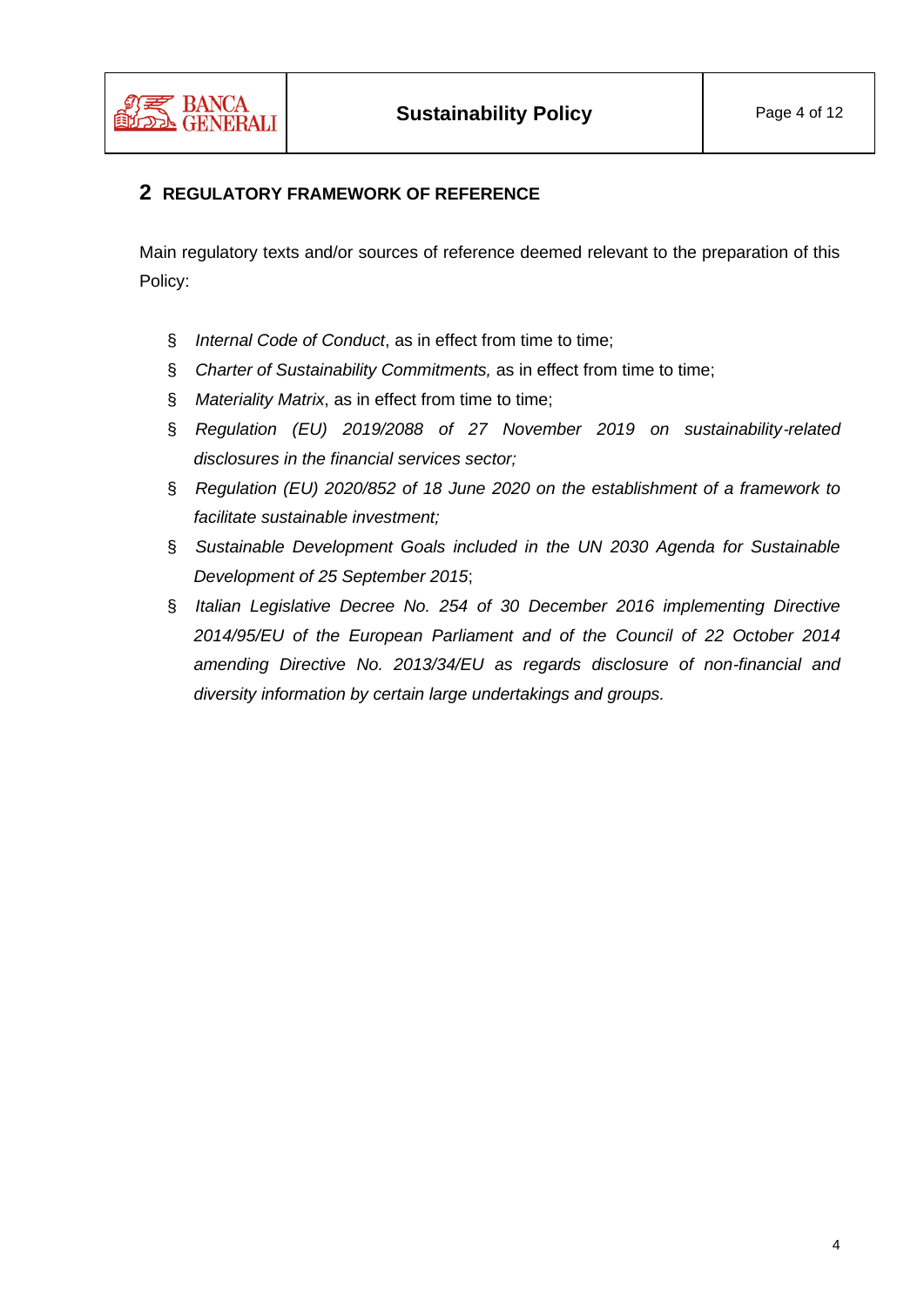## 2 REGULATORY FRAMEWORK OF REFERENCE

Main regulatory texts and/or sources of reference deemed relevant to the preparation of this Policy:

- *Internal Code of Conduct*, as in effect from time to time;
- *Charter of Sustainability Commitments,* as in effect from time to time;
- *Materiality Matrix*, as in effect from time to time;
- *Regulation (EU) 2019/2088 of 27 November 2019 on sustainability-related disclosures in the financial services sector;*
- *Regulation (EU) 2020/852 of 18 June 2020 on the establishment of a framework to facilitate sustainable investment;*
- *Sustainable Development Goals included in the UN 2030 Agenda for Sustainable Development of 25 September 2015*;
- *Italian Legislative Decree No. 254 of 30 December 2016 implementing Directive 2014/95/EU of the European Parliament and of the Council of 22 October 2014 amending Directive No. 2013/34/EU as regards disclosure of non-financial and diversity information by certain large undertakings and groups.*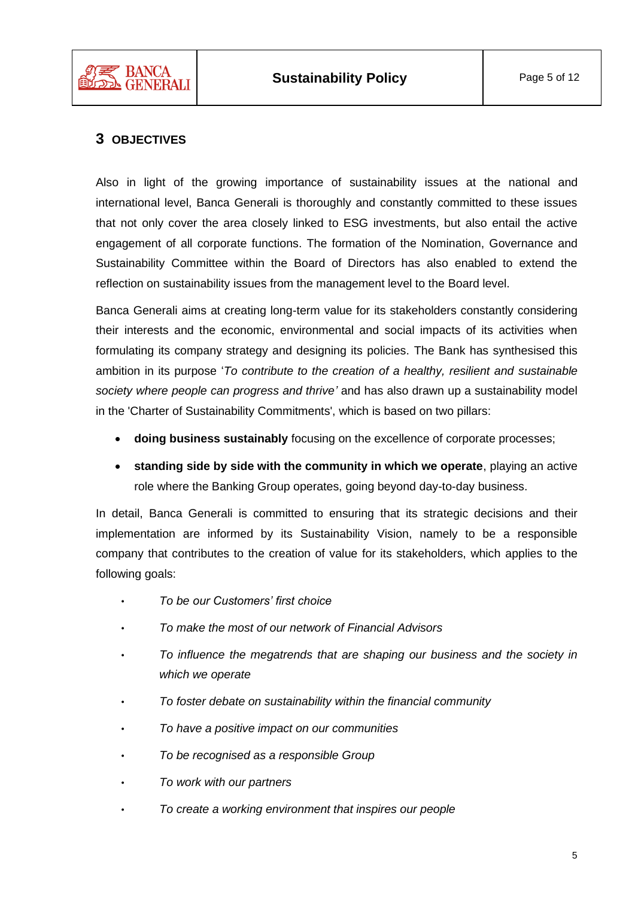## 3 OBJECTIVES

Also in light of the growing importance of sustainability issues at the national and international level, Banca Generali is thoroughly and constantly committed to these issues that not only cover the area closely linked to ESG investments, but also entail the active engagement of all corporate functions. The formation of the Nomination, Governance and Sustainability Committee within the Board of Directors has also enabled to extend the reflection on sustainability issues from the management level to the Board level.

Banca Generali aims at creating long-term value for its stakeholders constantly considering their interests and the economic, environmental and social impacts of its activities when formulating its company strategy and designing its policies. The Bank has synthesised this ambition in its purpose '*To contribute to the creation of a healthy, resilient and sustainable society where people can progress and thrive'* and has also drawn up a sustainability model in the 'Charter of Sustainability Commitments', which is based on two pillars:

- **doing business sustainably** focusing on the excellence of corporate processes;
- **standing side by side with the community in which we operate**, playing an active role where the Banking Group operates, going beyond day-to-day business.

In detail, Banca Generali is committed to ensuring that its strategic decisions and their implementation are informed by its Sustainability Vision, namely to be a responsible company that contributes to the creation of value for its stakeholders, which applies to the following goals:

- *To be our Customers' first choice*
- *To make the most of our network of Financial Advisors*
- *To influence the megatrends that are shaping our business and the society in which we operate*
- *To foster debate on sustainability within the financial community*
- *To have a positive impact on our communities*
- *To be recognised as a responsible Group*
- *To work with our partners*
- *To create a working environment that inspires our people*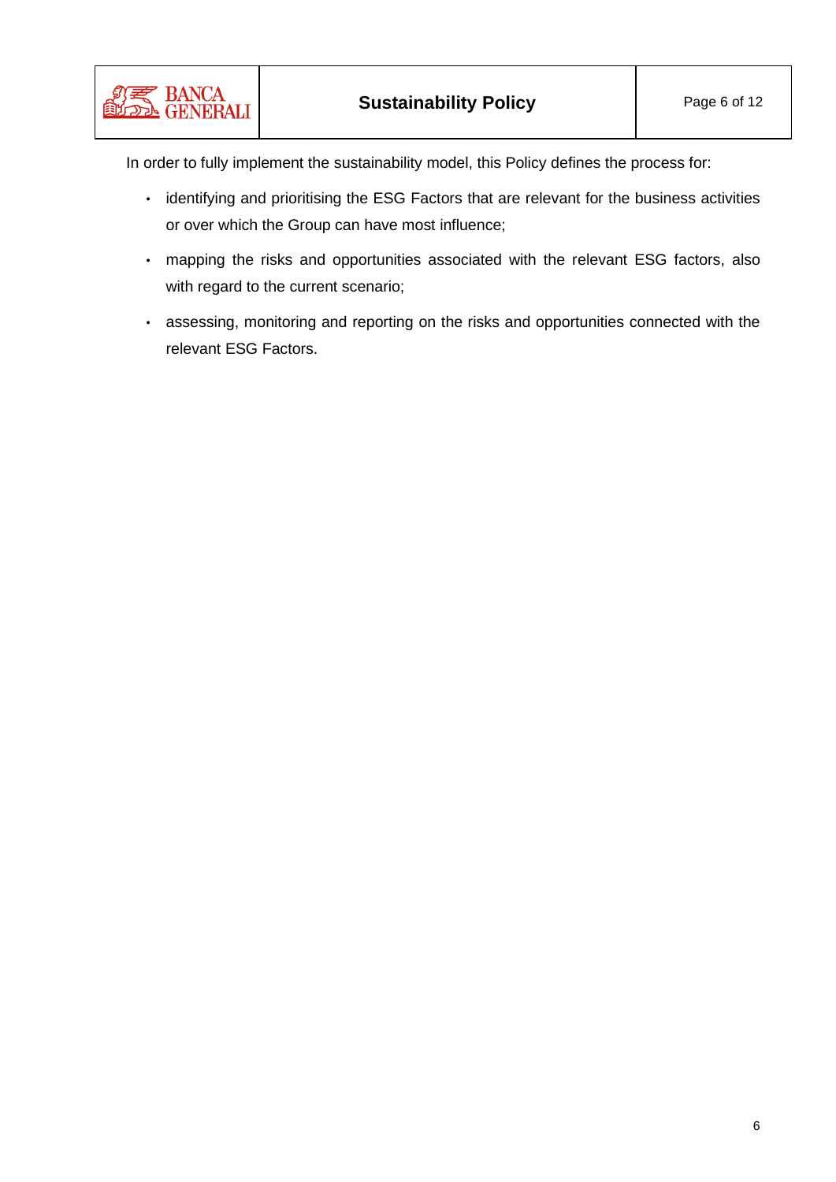In order to fully implement the sustainability model, this Policy defines the process for:

- identifying and prioritising the ESG Factors that are relevant for the business activities or over which the Group can have most influence;
- mapping the risks and opportunities associated with the relevant ESG factors, also with regard to the current scenario;
- assessing, monitoring and reporting on the risks and opportunities connected with the relevant ESG Factors.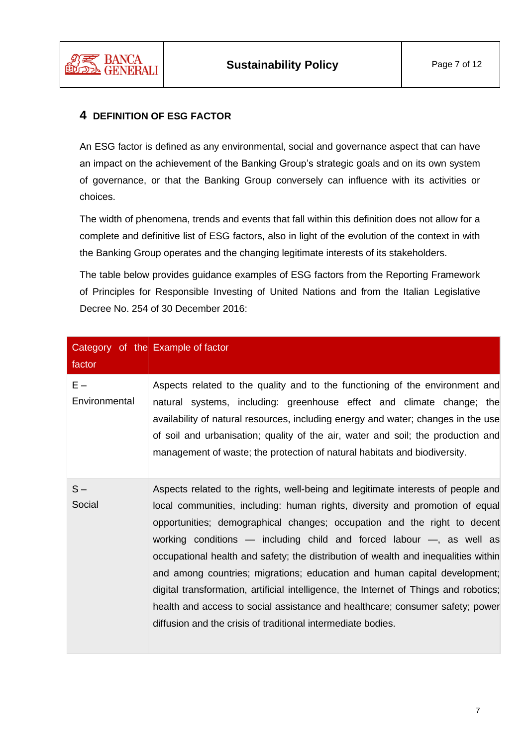## 4 DEFINITION OF ESG FACTOR

An ESG factor is defined as any environmental, social and governance aspect that can have an impact on the achievement of the Banking Group's strategic goals and on its own system of governance, or that the Banking Group conversely can influence with its activities or choices.

The width of phenomena, trends and events that fall within this definition does not allow for a complete and definitive list of ESG factors, also in light of the evolution of the context in with the Banking Group operates and the changing legitimate interests of its stakeholders.

The table below provides guidance examples of ESG factors from the Reporting Framework of Principles for Responsible Investing of United Nations and from the Italian Legislative Decree No. 254 of 30 December 2016:

| Category of the factor | Example of factor |
|---|---|
| E – Environmental | Aspects related to the quality and to the functioning of the environment and natural systems, including: greenhouse effect and climate change; the availability of natural resources, including energy and water; changes in the use of soil and urbanisation; quality of the air, water and soil; the production and management of waste; the protection of natural habitats and biodiversity. |
| S – Social | Aspects related to the rights, well-being and legitimate interests of people and local communities, including: human rights, diversity and promotion of equal opportunities; demographical changes; occupation and the right to decent working conditions — including child and forced labour —, as well as occupational health and safety; the distribution of wealth and inequalities within and among countries; migrations; education and human capital development; digital transformation, artificial intelligence, the Internet of Things and robotics; health and access to social assistance and healthcare; consumer safety; power diffusion and the crisis of traditional intermediate bodies. |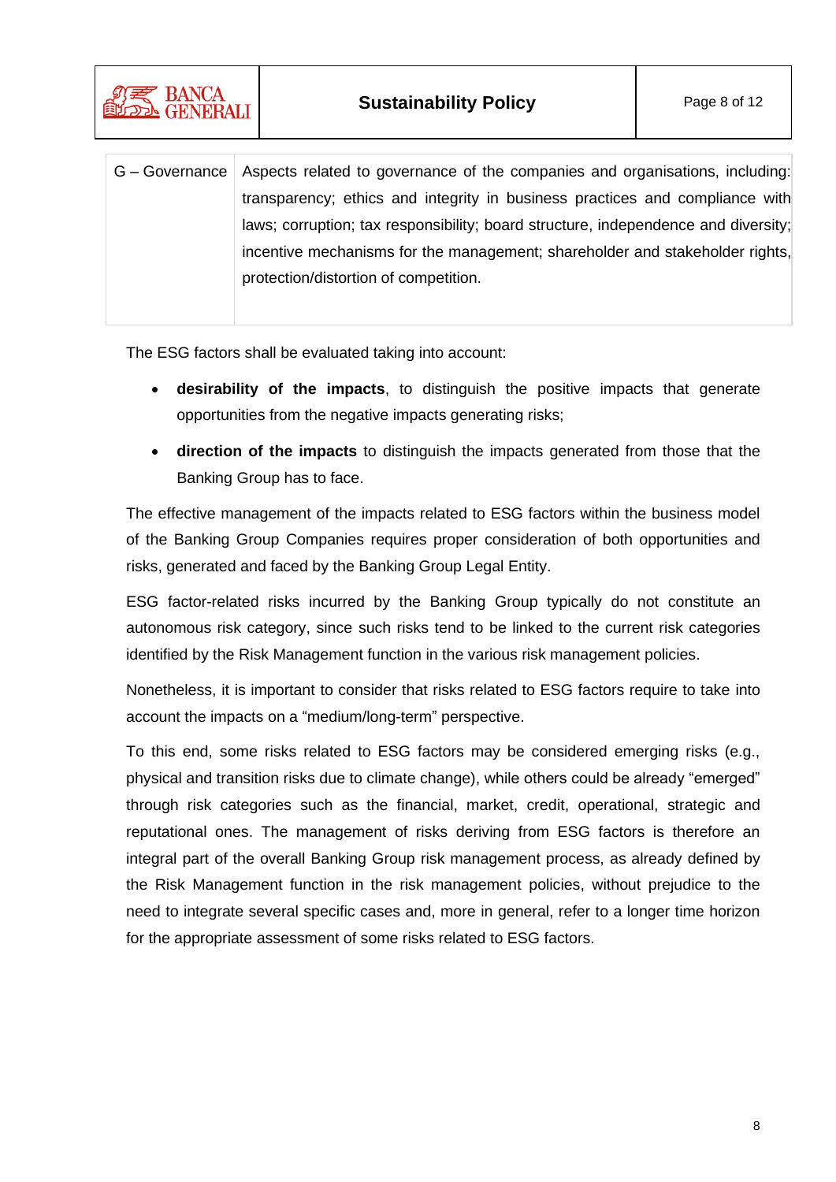| | |
|---|---|
| G – Governance | Aspects related to governance of the companies and organisations, including: transparency; ethics and integrity in business practices and compliance with laws; corruption; tax responsibility; board structure, independence and diversity; incentive mechanisms for the management; shareholder and stakeholder rights, protection/distortion of competition. |

The ESG factors shall be evaluated taking into account:

- **desirability of the impacts**, to distinguish the positive impacts that generate opportunities from the negative impacts generating risks;
- **direction of the impacts** to distinguish the impacts generated from those that the Banking Group has to face.

The effective management of the impacts related to ESG factors within the business model of the Banking Group Companies requires proper consideration of both opportunities and risks, generated and faced by the Banking Group Legal Entity.

ESG factor-related risks incurred by the Banking Group typically do not constitute an autonomous risk category, since such risks tend to be linked to the current risk categories identified by the Risk Management function in the various risk management policies.

Nonetheless, it is important to consider that risks related to ESG factors require to take into account the impacts on a "medium/long-term" perspective.

To this end, some risks related to ESG factors may be considered emerging risks (e.g., physical and transition risks due to climate change), while others could be already "emerged" through risk categories such as the financial, market, credit, operational, strategic and reputational ones. The management of risks deriving from ESG factors is therefore an integral part of the overall Banking Group risk management process, as already defined by the Risk Management function in the risk management policies, without prejudice to the need to integrate several specific cases and, more in general, refer to a longer time horizon for the appropriate assessment of some risks related to ESG factors.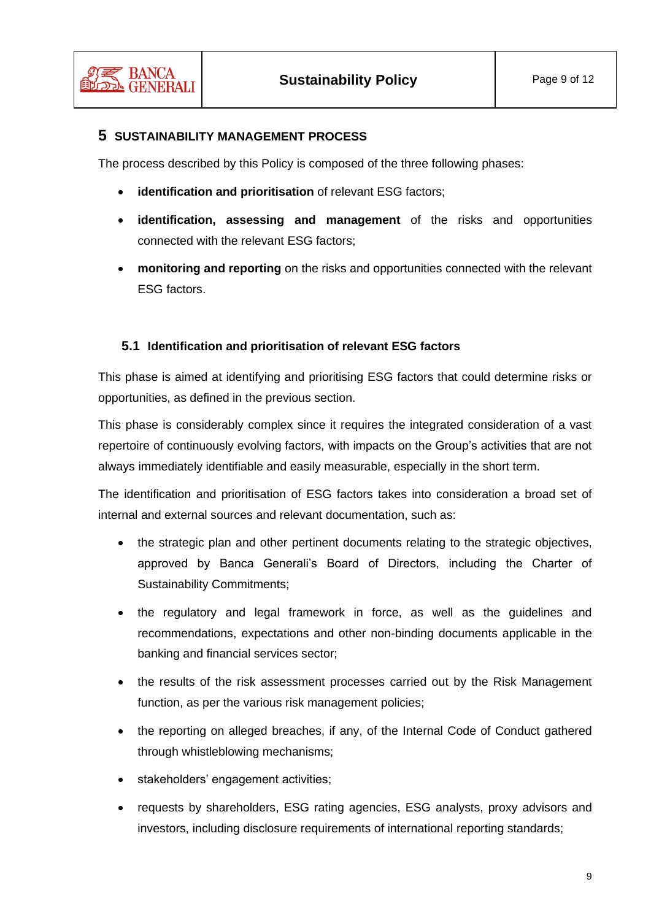# 5 SUSTAINABILITY MANAGEMENT PROCESS

The process described by this Policy is composed of the three following phases:

- **identification and prioritisation** of relevant ESG factors;
- **identification, assessing and management** of the risks and opportunities connected with the relevant ESG factors;
- **monitoring and reporting** on the risks and opportunities connected with the relevant ESG factors.

## 5.1 Identification and prioritisation of relevant ESG factors

This phase is aimed at identifying and prioritising ESG factors that could determine risks or opportunities, as defined in the previous section.

This phase is considerably complex since it requires the integrated consideration of a vast repertoire of continuously evolving factors, with impacts on the Group's activities that are not always immediately identifiable and easily measurable, especially in the short term.

The identification and prioritisation of ESG factors takes into consideration a broad set of internal and external sources and relevant documentation, such as:

- the strategic plan and other pertinent documents relating to the strategic objectives, approved by Banca Generali's Board of Directors, including the Charter of Sustainability Commitments;
- the regulatory and legal framework in force, as well as the guidelines and recommendations, expectations and other non-binding documents applicable in the banking and financial services sector;
- the results of the risk assessment processes carried out by the Risk Management function, as per the various risk management policies;
- the reporting on alleged breaches, if any, of the Internal Code of Conduct gathered through whistleblowing mechanisms;
- stakeholders' engagement activities;
- requests by shareholders, ESG rating agencies, ESG analysts, proxy advisors and investors, including disclosure requirements of international reporting standards;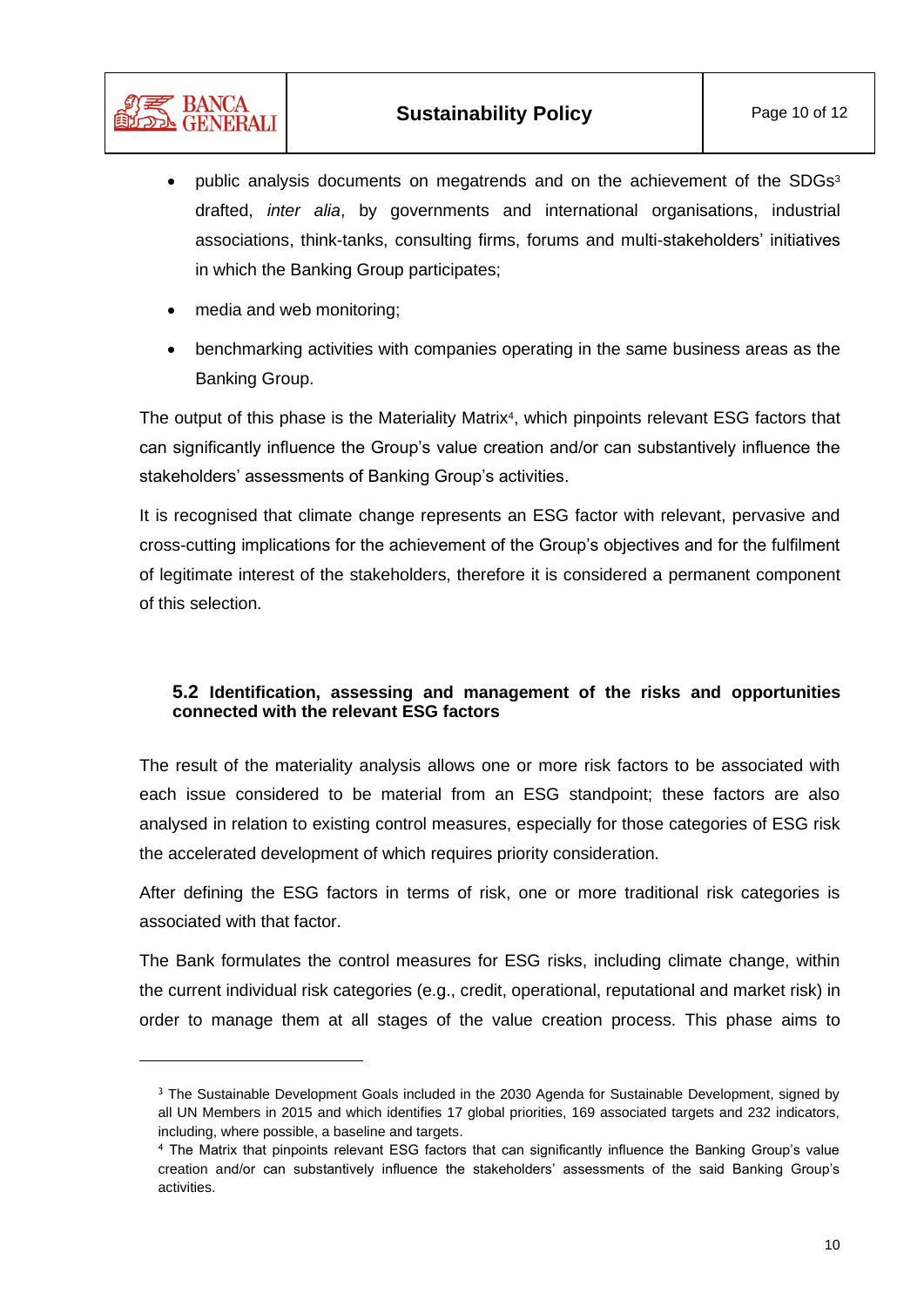- public analysis documents on megatrends and on the achievement of the SDGs[3] drafted, *inter alia*, by governments and international organisations, industrial associations, think-tanks, consulting firms, forums and multi-stakeholders' initiatives in which the Banking Group participates;
- media and web monitoring;
- benchmarking activities with companies operating in the same business areas as the Banking Group.

The output of this phase is the Materiality Matrix[4], which pinpoints relevant ESG factors that can significantly influence the Group's value creation and/or can substantively influence the stakeholders' assessments of Banking Group's activities.

It is recognised that climate change represents an ESG factor with relevant, pervasive and cross-cutting implications for the achievement of the Group's objectives and for the fulfilment of legitimate interest of the stakeholders, therefore it is considered a permanent component of this selection.

### 5.2 Identification, assessing and management of the risks and opportunities connected with the relevant ESG factors

The result of the materiality analysis allows one or more risk factors to be associated with each issue considered to be material from an ESG standpoint; these factors are also analysed in relation to existing control measures, especially for those categories of ESG risk the accelerated development of which requires priority consideration.

After defining the ESG factors in terms of risk, one or more traditional risk categories is associated with that factor.

The Bank formulates the control measures for ESG risks, including climate change, within the current individual risk categories (e.g., credit, operational, reputational and market risk) in order to manage them at all stages of the value creation process. This phase aims to

---

[3] The Sustainable Development Goals included in the 2030 Agenda for Sustainable Development, signed by all UN Members in 2015 and which identifies 17 global priorities, 169 associated targets and 232 indicators, including, where possible, a baseline and targets.

[4] The Matrix that pinpoints relevant ESG factors that can significantly influence the Banking Group's value creation and/or can substantively influence the stakeholders' assessments of the said Banking Group's activities.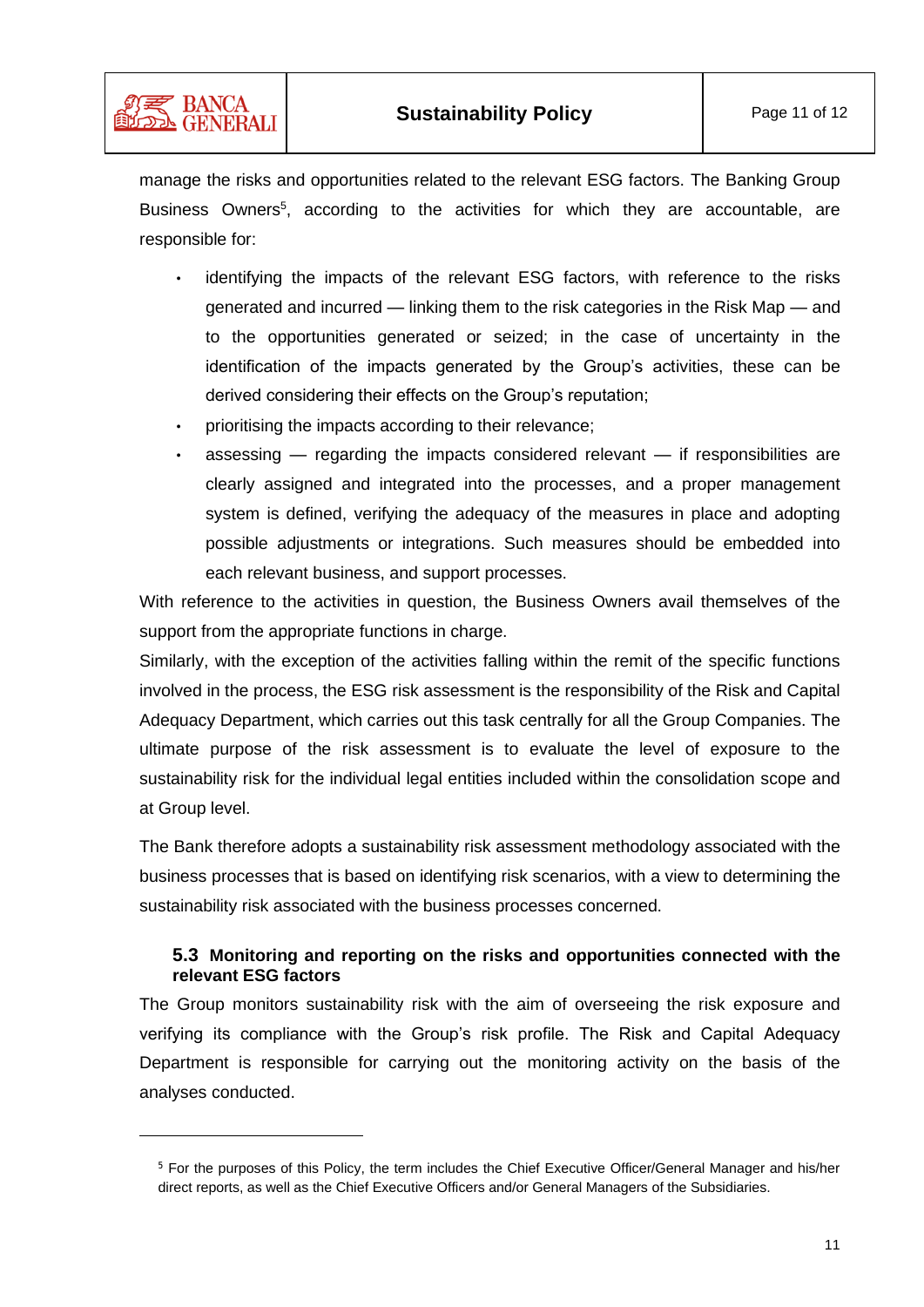manage the risks and opportunities related to the relevant ESG factors. The Banking Group Business Owners[5], according to the activities for which they are accountable, are responsible for:

- identifying the impacts of the relevant ESG factors, with reference to the risks generated and incurred — linking them to the risk categories in the Risk Map — and to the opportunities generated or seized; in the case of uncertainty in the identification of the impacts generated by the Group's activities, these can be derived considering their effects on the Group's reputation;
- prioritising the impacts according to their relevance;
- assessing — regarding the impacts considered relevant — if responsibilities are clearly assigned and integrated into the processes, and a proper management system is defined, verifying the adequacy of the measures in place and adopting possible adjustments or integrations. Such measures should be embedded into each relevant business, and support processes.

With reference to the activities in question, the Business Owners avail themselves of the support from the appropriate functions in charge.

Similarly, with the exception of the activities falling within the remit of the specific functions involved in the process, the ESG risk assessment is the responsibility of the Risk and Capital Adequacy Department, which carries out this task centrally for all the Group Companies. The ultimate purpose of the risk assessment is to evaluate the level of exposure to the sustainability risk for the individual legal entities included within the consolidation scope and at Group level.

The Bank therefore adopts a sustainability risk assessment methodology associated with the business processes that is based on identifying risk scenarios, with a view to determining the sustainability risk associated with the business processes concerned.

### 5.3 Monitoring and reporting on the risks and opportunities connected with the relevant ESG factors

The Group monitors sustainability risk with the aim of overseeing the risk exposure and verifying its compliance with the Group's risk profile. The Risk and Capital Adequacy Department is responsible for carrying out the monitoring activity on the basis of the analyses conducted.

---

[5] For the purposes of this Policy, the term includes the Chief Executive Officer/General Manager and his/her direct reports, as well as the Chief Executive Officers and/or General Managers of the Subsidiaries.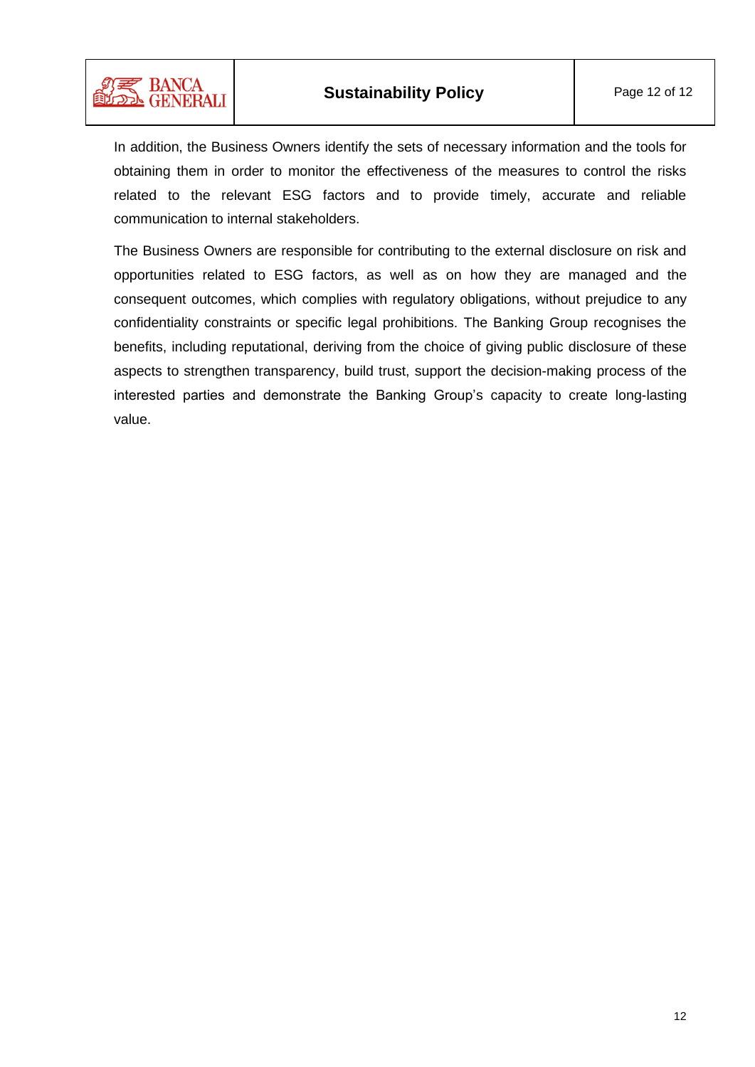In addition, the Business Owners identify the sets of necessary information and the tools for obtaining them in order to monitor the effectiveness of the measures to control the risks related to the relevant ESG factors and to provide timely, accurate and reliable communication to internal stakeholders.

The Business Owners are responsible for contributing to the external disclosure on risk and opportunities related to ESG factors, as well as on how they are managed and the consequent outcomes, which complies with regulatory obligations, without prejudice to any confidentiality constraints or specific legal prohibitions. The Banking Group recognises the benefits, including reputational, deriving from the choice of giving public disclosure of these aspects to strengthen transparency, build trust, support the decision-making process of the interested parties and demonstrate the Banking Group's capacity to create long-lasting value.